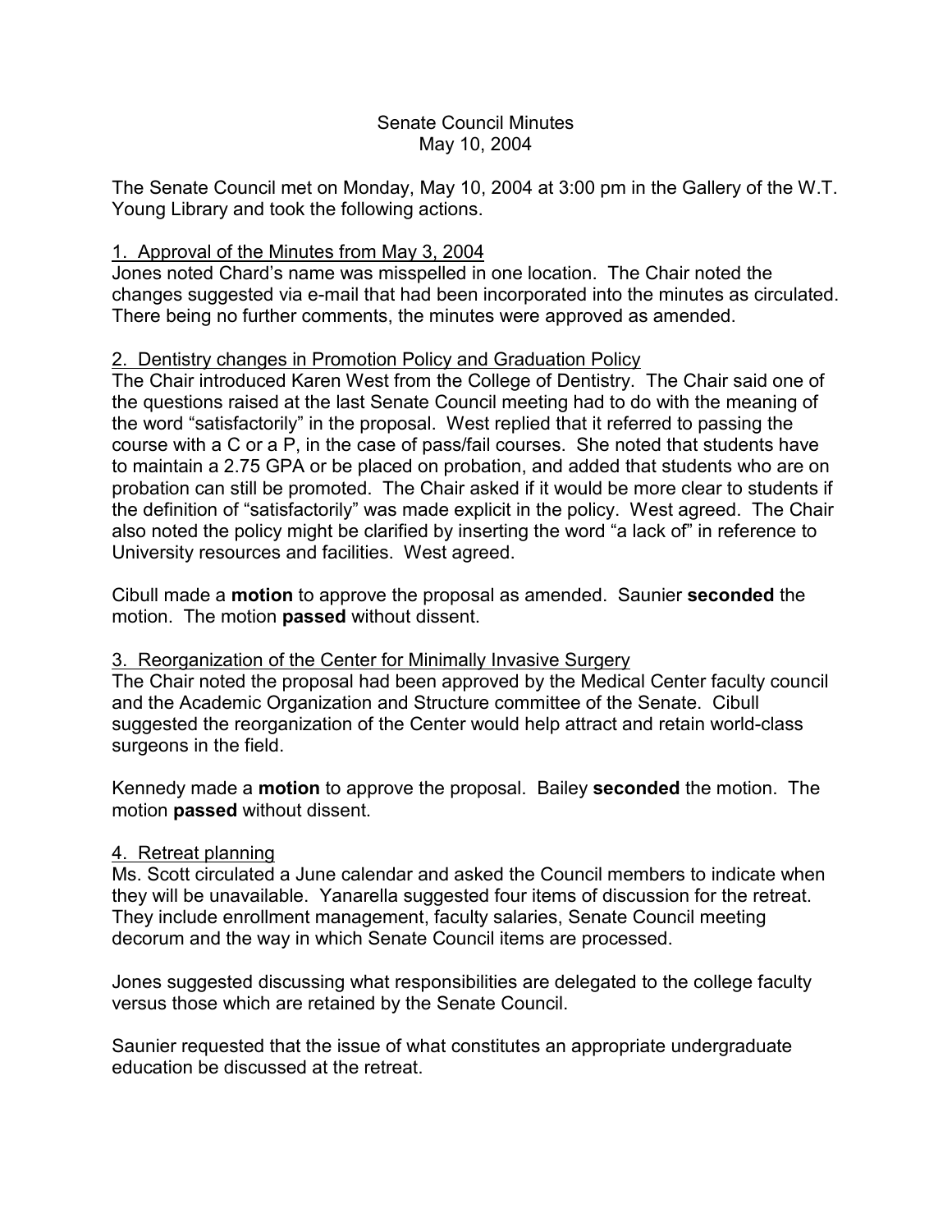# Senate Council Minutes
## May 10, 2004

The Senate Council met on Monday, May 10, 2004 at 3:00 pm in the Gallery of the W.T. Young Library and took the following actions.

### 1. Approval of the Minutes from May 3, 2004

Jones noted Chard's name was misspelled in one location. The Chair noted the changes suggested via e-mail that had been incorporated into the minutes as circulated. There being no further comments, the minutes were approved as amended.

### 2. Dentistry changes in Promotion Policy and Graduation Policy

The Chair introduced Karen West from the College of Dentistry. The Chair said one of the questions raised at the last Senate Council meeting had to do with the meaning of the word "satisfactorily" in the proposal. West replied that it referred to passing the course with a C or a P, in the case of pass/fail courses. She noted that students have to maintain a 2.75 GPA or be placed on probation, and added that students who are on probation can still be promoted. The Chair asked if it would be more clear to students if the definition of "satisfactorily" was made explicit in the policy. West agreed. The Chair also noted the policy might be clarified by inserting the word "a lack of" in reference to University resources and facilities. West agreed.

Cibull made a **motion** to approve the proposal as amended. Saunier **seconded** the motion. The motion **passed** without dissent.

### 3. Reorganization of the Center for Minimally Invasive Surgery

The Chair noted the proposal had been approved by the Medical Center faculty council and the Academic Organization and Structure committee of the Senate. Cibull suggested the reorganization of the Center would help attract and retain world-class surgeons in the field.

Kennedy made a **motion** to approve the proposal. Bailey **seconded** the motion. The motion **passed** without dissent.

### 4. Retreat planning

Ms. Scott circulated a June calendar and asked the Council members to indicate when they will be unavailable. Yanarella suggested four items of discussion for the retreat. They include enrollment management, faculty salaries, Senate Council meeting decorum and the way in which Senate Council items are processed.

Jones suggested discussing what responsibilities are delegated to the college faculty versus those which are retained by the Senate Council.

Saunier requested that the issue of what constitutes an appropriate undergraduate education be discussed at the retreat.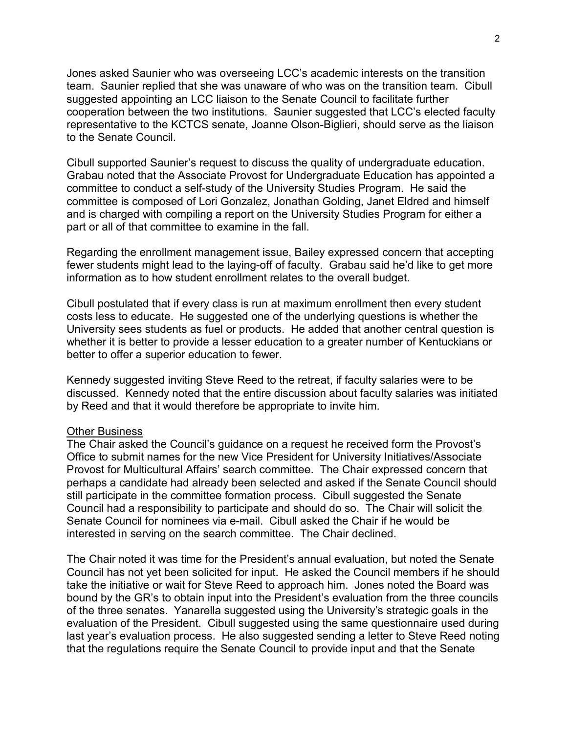Jones asked Saunier who was overseeing LCC's academic interests on the transition team. Saunier replied that she was unaware of who was on the transition team. Cibull suggested appointing an LCC liaison to the Senate Council to facilitate further cooperation between the two institutions. Saunier suggested that LCC's elected faculty representative to the KCTCS senate, Joanne Olson-Biglieri, should serve as the liaison to the Senate Council.

Cibull supported Saunier's request to discuss the quality of undergraduate education. Grabau noted that the Associate Provost for Undergraduate Education has appointed a committee to conduct a self-study of the University Studies Program. He said the committee is composed of Lori Gonzalez, Jonathan Golding, Janet Eldred and himself and is charged with compiling a report on the University Studies Program for either a part or all of that committee to examine in the fall.

Regarding the enrollment management issue, Bailey expressed concern that accepting fewer students might lead to the laying-off of faculty. Grabau said he'd like to get more information as to how student enrollment relates to the overall budget.

Cibull postulated that if every class is run at maximum enrollment then every student costs less to educate. He suggested one of the underlying questions is whether the University sees students as fuel or products. He added that another central question is whether it is better to provide a lesser education to a greater number of Kentuckians or better to offer a superior education to fewer.

Kennedy suggested inviting Steve Reed to the retreat, if faculty salaries were to be discussed. Kennedy noted that the entire discussion about faculty salaries was initiated by Reed and that it would therefore be appropriate to invite him.

<u>Other Business</u>

The Chair asked the Council's guidance on a request he received form the Provost's Office to submit names for the new Vice President for University Initiatives/Associate Provost for Multicultural Affairs' search committee. The Chair expressed concern that perhaps a candidate had already been selected and asked if the Senate Council should still participate in the committee formation process. Cibull suggested the Senate Council had a responsibility to participate and should do so. The Chair will solicit the Senate Council for nominees via e-mail. Cibull asked the Chair if he would be interested in serving on the search committee. The Chair declined.

The Chair noted it was time for the President's annual evaluation, but noted the Senate Council has not yet been solicited for input. He asked the Council members if he should take the initiative or wait for Steve Reed to approach him. Jones noted the Board was bound by the GR's to obtain input into the President's evaluation from the three councils of the three senates. Yanarella suggested using the University's strategic goals in the evaluation of the President. Cibull suggested using the same questionnaire used during last year's evaluation process. He also suggested sending a letter to Steve Reed noting that the regulations require the Senate Council to provide input and that the Senate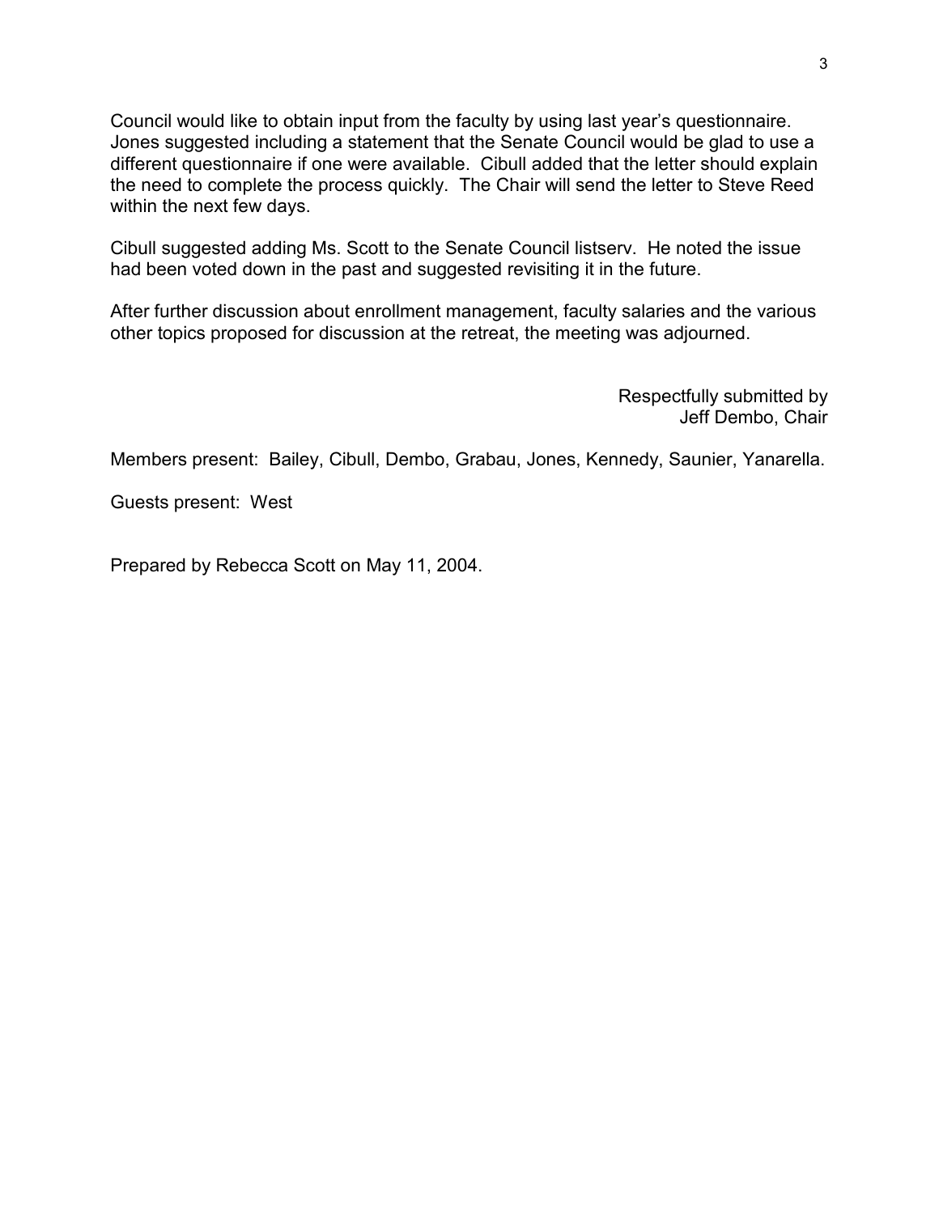Council would like to obtain input from the faculty by using last year's questionnaire. Jones suggested including a statement that the Senate Council would be glad to use a different questionnaire if one were available. Cibull added that the letter should explain the need to complete the process quickly. The Chair will send the letter to Steve Reed within the next few days.

Cibull suggested adding Ms. Scott to the Senate Council listserv. He noted the issue had been voted down in the past and suggested revisiting it in the future.

After further discussion about enrollment management, faculty salaries and the various other topics proposed for discussion at the retreat, the meeting was adjourned.

Respectfully submitted by
Jeff Dembo, Chair

Members present: Bailey, Cibull, Dembo, Grabau, Jones, Kennedy, Saunier, Yanarella.

Guests present: West

Prepared by Rebecca Scott on May 11, 2004.